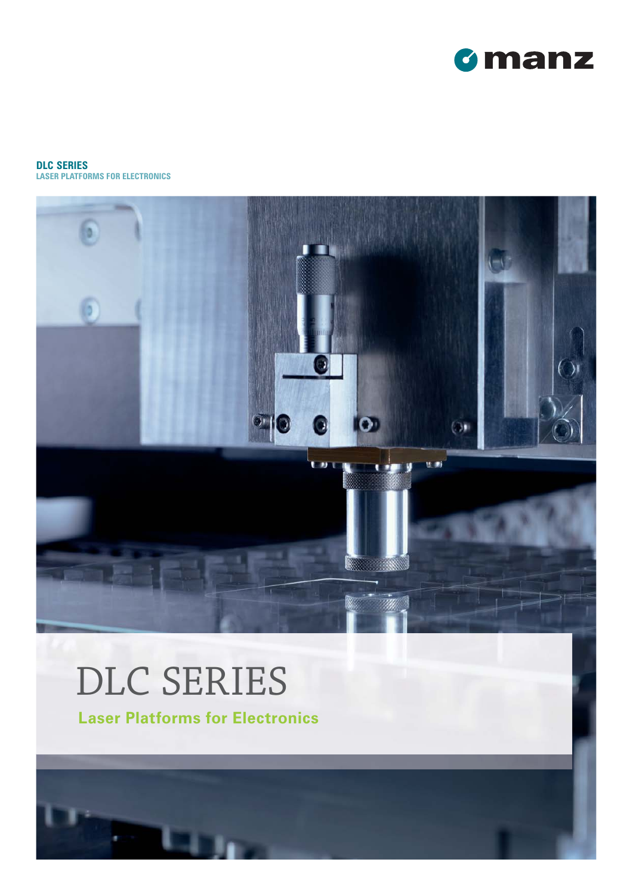manz

**DLC SERIES**
**LASER PLATFORMS FOR ELECTRONICS**

# DLC SERIES

## Laser Platforms for Electronics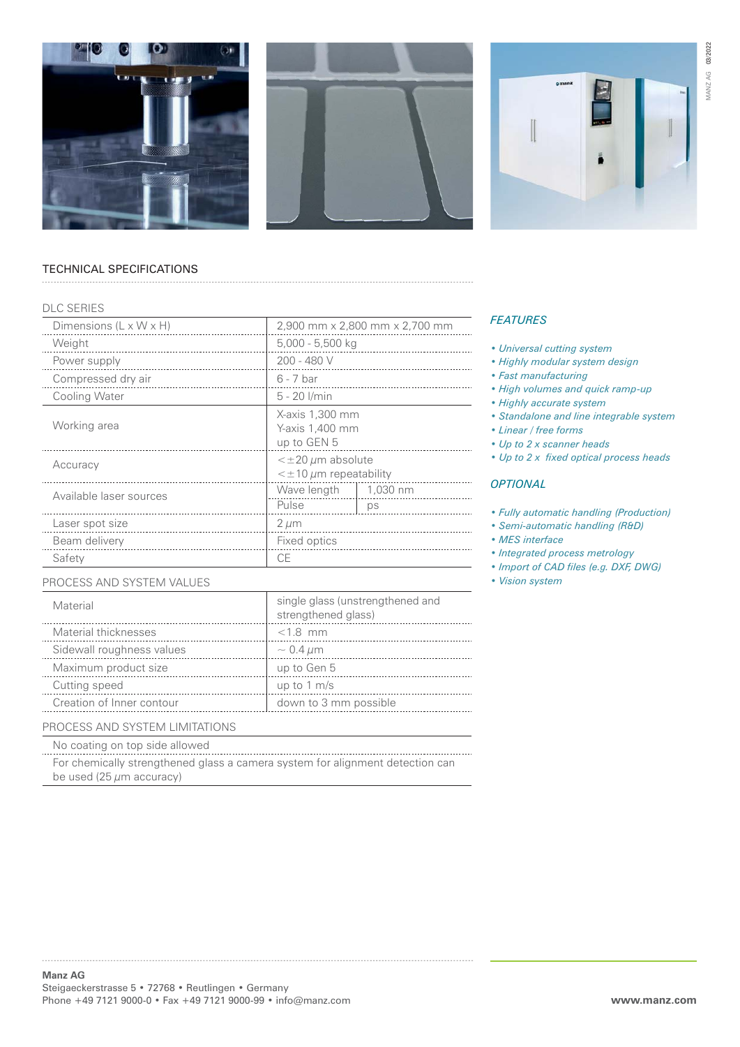## TECHNICAL SPECIFICATIONS

### DLC SERIES

| | | |
|---|---|---|
| Dimensions (L x W x H) | 2,900 mm x 2,800 mm x 2,700 mm | |
| Weight | 5,000 - 5,500 kg | |
| Power supply | 200 - 480 V | |
| Compressed dry air | 6 - 7 bar | |
| Cooling Water | 5 - 20 l/min | |
| Working area | X-axis 1,300 mm<br>Y-axis 1,400 mm<br>up to GEN 5 | |
| Accuracy | $<\pm 20\ \mu m$ absolute<br>$<\pm 10\ \mu m$ repeatability | |
| Available laser sources | Wave length | 1,030 nm |
| | Pulse | ps |
| Laser spot size | $2\ \mu m$ | |
| Beam delivery | Fixed optics | |
| Safety | CE | |

### PROCESS AND SYSTEM VALUES

| | |
|---|---|
| Material | single glass (unstrengthened and strengthened glass) |
| Material thicknesses | <1.8 mm |
| Sidewall roughness values | $\sim 0.4\ \mu m$ |
| Maximum product size | up to Gen 5 |
| Cutting speed | up to 1 m/s |
| Creation of Inner contour | down to 3 mm possible |

### PROCESS AND SYSTEM LIMITATIONS

No coating on top side allowed

For chemically strengthened glass a camera system for alignment detection can be used (25 $\mu m$ accuracy)

### *FEATURES*

- *Universal cutting system*
- *Highly modular system design*
- *Fast manufacturing*
- *High volumes and quick ramp-up*
- *Highly accurate system*
- *Standalone and line integrable system*
- *Linear / free forms*
- *Up to 2 x scanner heads*
- *Up to 2 x fixed optical process heads*

### *OPTIONAL*

- *Fully automatic handling (Production)*
- *Semi-automatic handling (R&D)*
- *MES interface*
- *Integrated process metrology*
- *Import of CAD files (e.g. DXF, DWG)*
- *Vision system*

**Manz AG**
Steigaeckerstrasse 5 • 72768 • Reutlingen • Germany
Phone +49 7121 9000-0 • Fax +49 7121 9000-99 • info@manz.com

**www.manz.com**

MANZ AG 03/2022